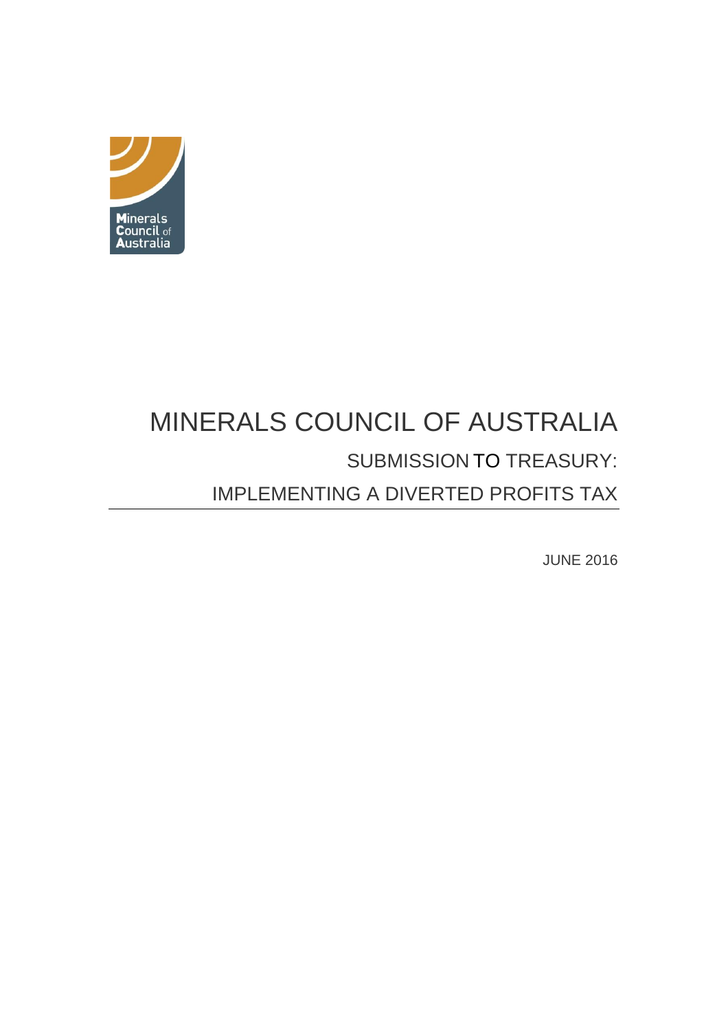# MINERALS COUNCIL OF AUSTRALIA

## SUBMISSION TO TREASURY:

## IMPLEMENTING A DIVERTED PROFITS TAX

JUNE 2016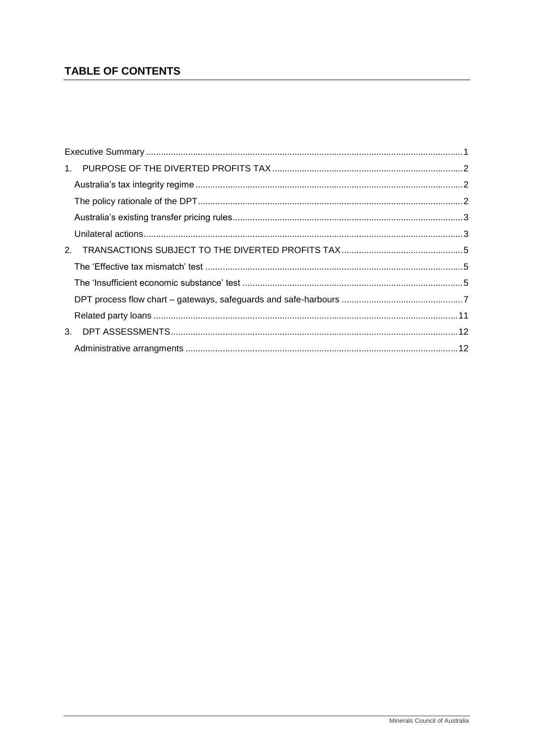## TABLE OF CONTENTS

Executive Summary ..............................................................................................................................1

1. PURPOSE OF THE DIVERTED PROFITS TAX ............................................................................2

   Australia's tax integrity regime ..........................................................................................................2

   The policy rationale of the DPT ..........................................................................................................2

   Australia's existing transfer pricing rules ...........................................................................................3

   Unilateral actions ...............................................................................................................................3

2. TRANSACTIONS SUBJECT TO THE DIVERTED PROFITS TAX .................................................5

   The 'Effective tax mismatch' test .......................................................................................................5

   The 'Insufficient economic substance' test ........................................................................................5

   DPT process flow chart – gateways, safeguards and safe-harbours .................................................7

   Related party loans ..........................................................................................................................11

3. DPT ASSESSMENTS ...................................................................................................................12

   Administrative arrangments .............................................................................................................12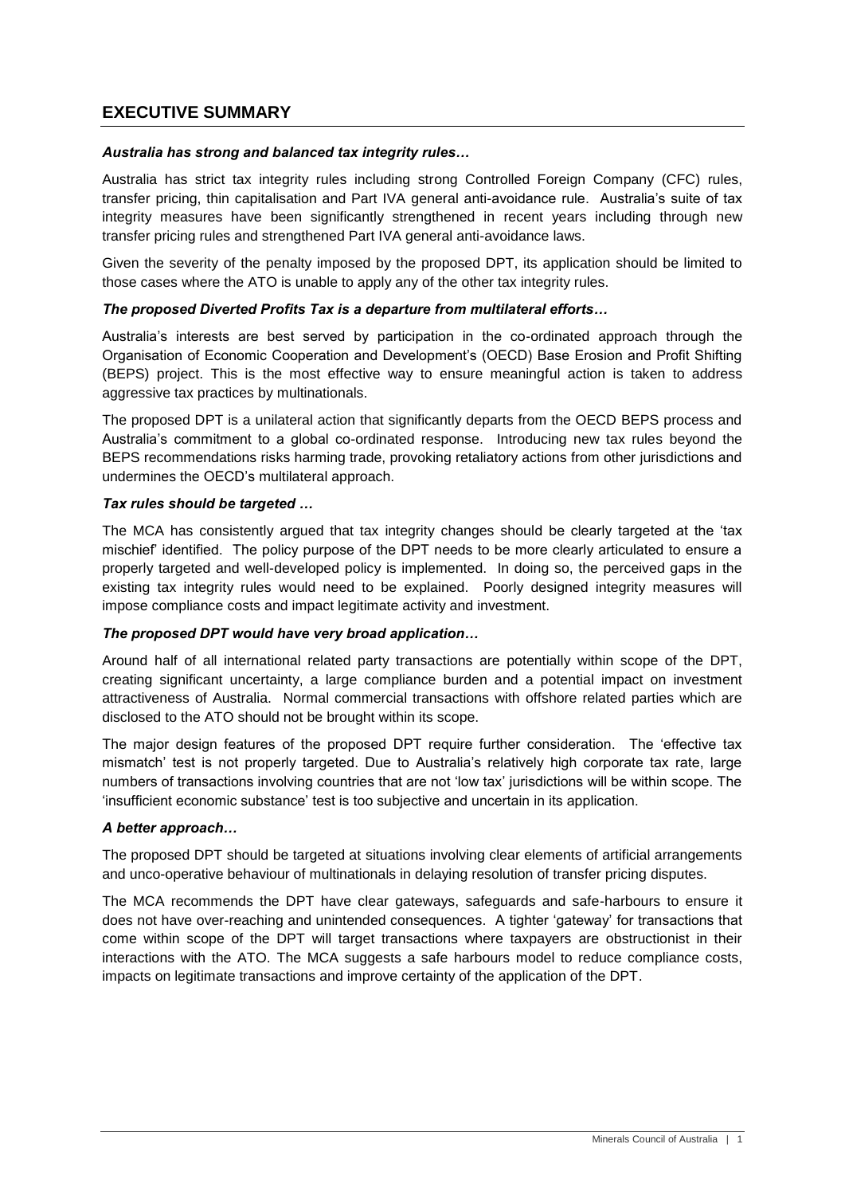## EXECUTIVE SUMMARY

***Australia has strong and balanced tax integrity rules…***

Australia has strict tax integrity rules including strong Controlled Foreign Company (CFC) rules, transfer pricing, thin capitalisation and Part IVA general anti-avoidance rule. Australia's suite of tax integrity measures have been significantly strengthened in recent years including through new transfer pricing rules and strengthened Part IVA general anti-avoidance laws.

Given the severity of the penalty imposed by the proposed DPT, its application should be limited to those cases where the ATO is unable to apply any of the other tax integrity rules.

***The proposed Diverted Profits Tax is a departure from multilateral efforts…***

Australia's interests are best served by participation in the co-ordinated approach through the Organisation of Economic Cooperation and Development's (OECD) Base Erosion and Profit Shifting (BEPS) project. This is the most effective way to ensure meaningful action is taken to address aggressive tax practices by multinationals.

The proposed DPT is a unilateral action that significantly departs from the OECD BEPS process and Australia's commitment to a global co-ordinated response. Introducing new tax rules beyond the BEPS recommendations risks harming trade, provoking retaliatory actions from other jurisdictions and undermines the OECD's multilateral approach.

***Tax rules should be targeted …***

The MCA has consistently argued that tax integrity changes should be clearly targeted at the 'tax mischief' identified. The policy purpose of the DPT needs to be more clearly articulated to ensure a properly targeted and well-developed policy is implemented. In doing so, the perceived gaps in the existing tax integrity rules would need to be explained. Poorly designed integrity measures will impose compliance costs and impact legitimate activity and investment.

***The proposed DPT would have very broad application…***

Around half of all international related party transactions are potentially within scope of the DPT, creating significant uncertainty, a large compliance burden and a potential impact on investment attractiveness of Australia. Normal commercial transactions with offshore related parties which are disclosed to the ATO should not be brought within its scope.

The major design features of the proposed DPT require further consideration. The 'effective tax mismatch' test is not properly targeted. Due to Australia's relatively high corporate tax rate, large numbers of transactions involving countries that are not 'low tax' jurisdictions will be within scope. The 'insufficient economic substance' test is too subjective and uncertain in its application.

***A better approach…***

The proposed DPT should be targeted at situations involving clear elements of artificial arrangements and unco-operative behaviour of multinationals in delaying resolution of transfer pricing disputes.

The MCA recommends the DPT have clear gateways, safeguards and safe-harbours to ensure it does not have over-reaching and unintended consequences. A tighter 'gateway' for transactions that come within scope of the DPT will target transactions where taxpayers are obstructionist in their interactions with the ATO. The MCA suggests a safe harbours model to reduce compliance costs, impacts on legitimate transactions and improve certainty of the application of the DPT.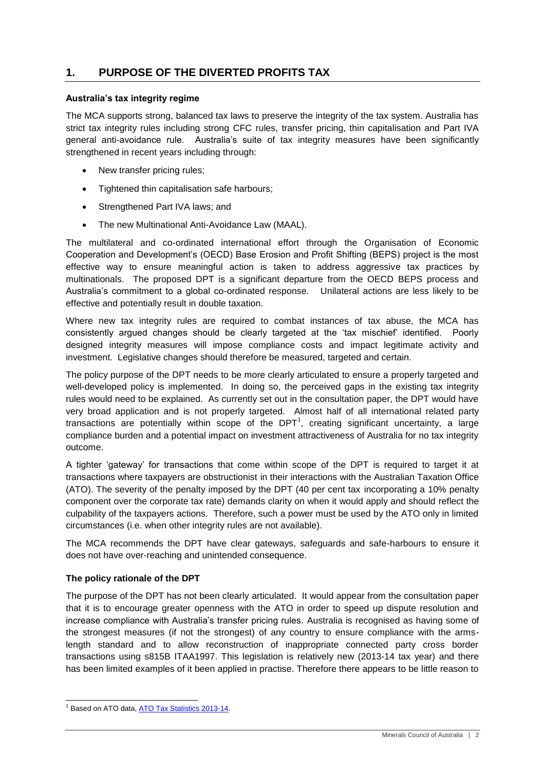## 1. PURPOSE OF THE DIVERTED PROFITS TAX

**Australia's tax integrity regime**

The MCA supports strong, balanced tax laws to preserve the integrity of the tax system. Australia has strict tax integrity rules including strong CFC rules, transfer pricing, thin capitalisation and Part IVA general anti-avoidance rule. Australia's suite of tax integrity measures have been significantly strengthened in recent years including through:

- New transfer pricing rules;
- Tightened thin capitalisation safe harbours;
- Strengthened Part IVA laws; and
- The new Multinational Anti-Avoidance Law (MAAL).

The multilateral and co-ordinated international effort through the Organisation of Economic Cooperation and Development's (OECD) Base Erosion and Profit Shifting (BEPS) project is the most effective way to ensure meaningful action is taken to address aggressive tax practices by multinationals. The proposed DPT is a significant departure from the OECD BEPS process and Australia's commitment to a global co-ordinated response. Unilateral actions are less likely to be effective and potentially result in double taxation.

Where new tax integrity rules are required to combat instances of tax abuse, the MCA has consistently argued changes should be clearly targeted at the 'tax mischief' identified. Poorly designed integrity measures will impose compliance costs and impact legitimate activity and investment. Legislative changes should therefore be measured, targeted and certain.

The policy purpose of the DPT needs to be more clearly articulated to ensure a properly targeted and well-developed policy is implemented. In doing so, the perceived gaps in the existing tax integrity rules would need to be explained. As currently set out in the consultation paper, the DPT would have very broad application and is not properly targeted. Almost half of all international related party transactions are potentially within scope of the DPT[1], creating significant uncertainty, a large compliance burden and a potential impact on investment attractiveness of Australia for no tax integrity outcome.

A tighter 'gateway' for transactions that come within scope of the DPT is required to target it at transactions where taxpayers are obstructionist in their interactions with the Australian Taxation Office (ATO). The severity of the penalty imposed by the DPT (40 per cent tax incorporating a 10% penalty component over the corporate tax rate) demands clarity on when it would apply and should reflect the culpability of the taxpayers actions. Therefore, such a power must be used by the ATO only in limited circumstances (i.e. when other integrity rules are not available).

The MCA recommends the DPT have clear gateways, safeguards and safe-harbours to ensure it does not have over-reaching and unintended consequence.

**The policy rationale of the DPT**

The purpose of the DPT has not been clearly articulated. It would appear from the consultation paper that it is to encourage greater openness with the ATO in order to speed up dispute resolution and increase compliance with Australia's transfer pricing rules. Australia is recognised as having some of the strongest measures (if not the strongest) of any country to ensure compliance with the arms-length standard and to allow reconstruction of inappropriate connected party cross border transactions using s815B ITAA1997. This legislation is relatively new (2013-14 tax year) and there has been limited examples of it been applied in practise. Therefore there appears to be little reason to

---

[1] Based on ATO data, ATO Tax Statistics 2013-14.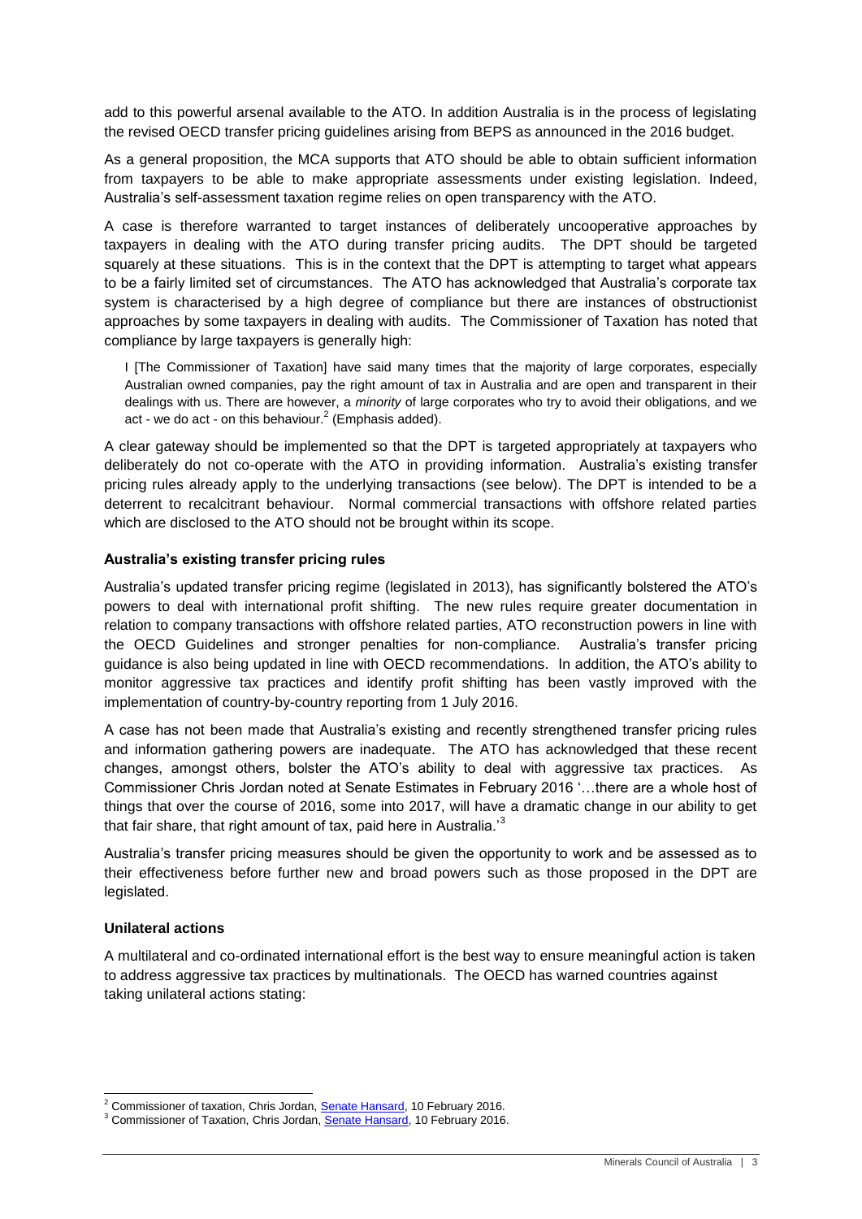add to this powerful arsenal available to the ATO. In addition Australia is in the process of legislating the revised OECD transfer pricing guidelines arising from BEPS as announced in the 2016 budget.

As a general proposition, the MCA supports that ATO should be able to obtain sufficient information from taxpayers to be able to make appropriate assessments under existing legislation. Indeed, Australia's self-assessment taxation regime relies on open transparency with the ATO.

A case is therefore warranted to target instances of deliberately uncooperative approaches by taxpayers in dealing with the ATO during transfer pricing audits. The DPT should be targeted squarely at these situations. This is in the context that the DPT is attempting to target what appears to be a fairly limited set of circumstances. The ATO has acknowledged that Australia's corporate tax system is characterised by a high degree of compliance but there are instances of obstructionist approaches by some taxpayers in dealing with audits. The Commissioner of Taxation has noted that compliance by large taxpayers is generally high:

> I [The Commissioner of Taxation] have said many times that the majority of large corporates, especially Australian owned companies, pay the right amount of tax in Australia and are open and transparent in their dealings with us. There are however, a *minority* of large corporates who try to avoid their obligations, and we act - we do act - on this behaviour.[2] (Emphasis added).

A clear gateway should be implemented so that the DPT is targeted appropriately at taxpayers who deliberately do not co-operate with the ATO in providing information. Australia's existing transfer pricing rules already apply to the underlying transactions (see below). The DPT is intended to be a deterrent to recalcitrant behaviour. Normal commercial transactions with offshore related parties which are disclosed to the ATO should not be brought within its scope.

**Australia's existing transfer pricing rules**

Australia's updated transfer pricing regime (legislated in 2013), has significantly bolstered the ATO's powers to deal with international profit shifting. The new rules require greater documentation in relation to company transactions with offshore related parties, ATO reconstruction powers in line with the OECD Guidelines and stronger penalties for non-compliance. Australia's transfer pricing guidance is also being updated in line with OECD recommendations. In addition, the ATO's ability to monitor aggressive tax practices and identify profit shifting has been vastly improved with the implementation of country-by-country reporting from 1 July 2016.

A case has not been made that Australia's existing and recently strengthened transfer pricing rules and information gathering powers are inadequate. The ATO has acknowledged that these recent changes, amongst others, bolster the ATO's ability to deal with aggressive tax practices. As Commissioner Chris Jordan noted at Senate Estimates in February 2016 '…there are a whole host of things that over the course of 2016, some into 2017, will have a dramatic change in our ability to get that fair share, that right amount of tax, paid here in Australia.'[3]

Australia's transfer pricing measures should be given the opportunity to work and be assessed as to their effectiveness before further new and broad powers such as those proposed in the DPT are legislated.

**Unilateral actions**

A multilateral and co-ordinated international effort is the best way to ensure meaningful action is taken to address aggressive tax practices by multinationals. The OECD has warned countries against taking unilateral actions stating:

---

[2] Commissioner of taxation, Chris Jordan, Senate Hansard, 10 February 2016.

[3] Commissioner of Taxation, Chris Jordan, Senate Hansard, 10 February 2016.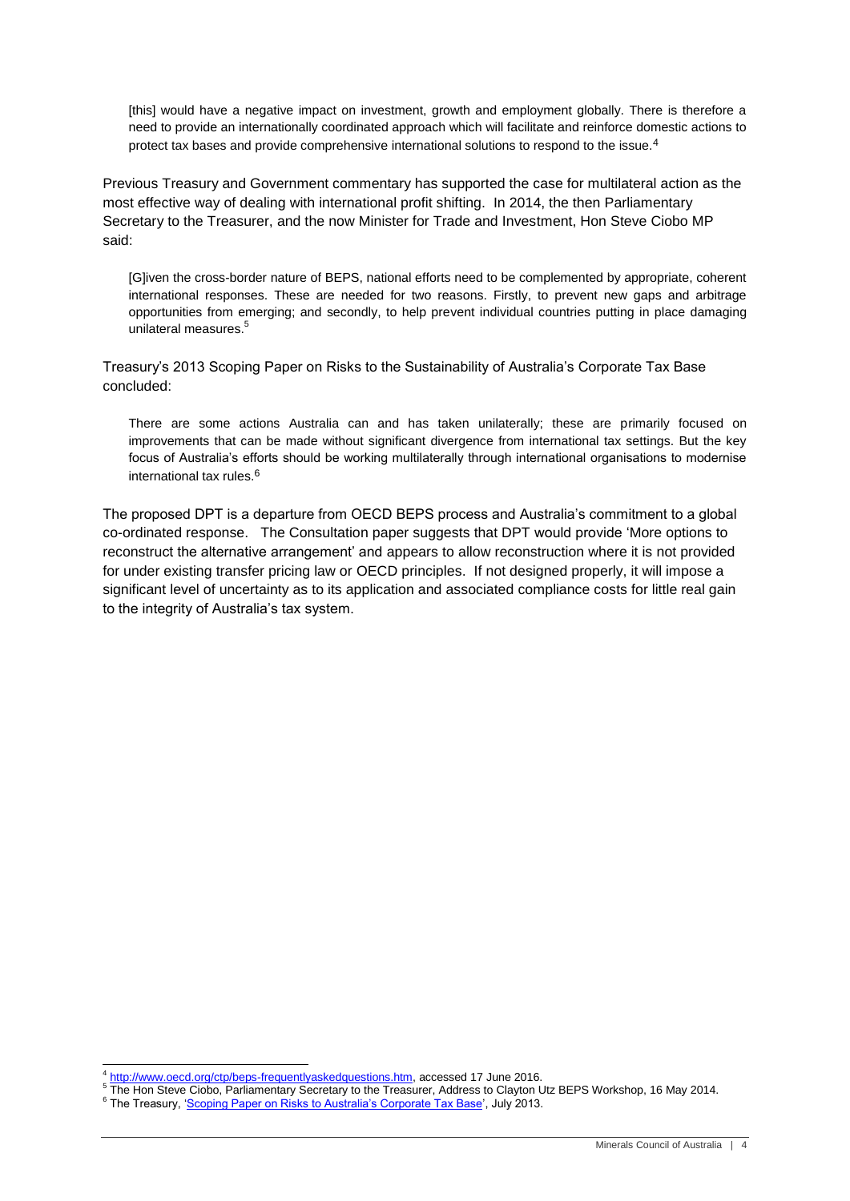> [this] would have a negative impact on investment, growth and employment globally. There is therefore a need to provide an internationally coordinated approach which will facilitate and reinforce domestic actions to protect tax bases and provide comprehensive international solutions to respond to the issue.[4]

Previous Treasury and Government commentary has supported the case for multilateral action as the most effective way of dealing with international profit shifting. In 2014, the then Parliamentary Secretary to the Treasurer, and the now Minister for Trade and Investment, Hon Steve Ciobo MP said:

> [G]iven the cross-border nature of BEPS, national efforts need to be complemented by appropriate, coherent international responses. These are needed for two reasons. Firstly, to prevent new gaps and arbitrage opportunities from emerging; and secondly, to help prevent individual countries putting in place damaging unilateral measures.[5]

Treasury's 2013 Scoping Paper on Risks to the Sustainability of Australia's Corporate Tax Base concluded:

> There are some actions Australia can and has taken unilaterally; these are primarily focused on improvements that can be made without significant divergence from international tax settings. But the key focus of Australia's efforts should be working multilaterally through international organisations to modernise international tax rules.[6]

The proposed DPT is a departure from OECD BEPS process and Australia's commitment to a global co-ordinated response. The Consultation paper suggests that DPT would provide 'More options to reconstruct the alternative arrangement' and appears to allow reconstruction where it is not provided for under existing transfer pricing law or OECD principles. If not designed properly, it will impose a significant level of uncertainty as to its application and associated compliance costs for little real gain to the integrity of Australia's tax system.

---

[4] http://www.oecd.org/ctp/beps-frequentlyaskedquestions.htm, accessed 17 June 2016.

[5] The Hon Steve Ciobo, Parliamentary Secretary to the Treasurer, Address to Clayton Utz BEPS Workshop, 16 May 2014.

[6] The Treasury, 'Scoping Paper on Risks to Australia's Corporate Tax Base', July 2013.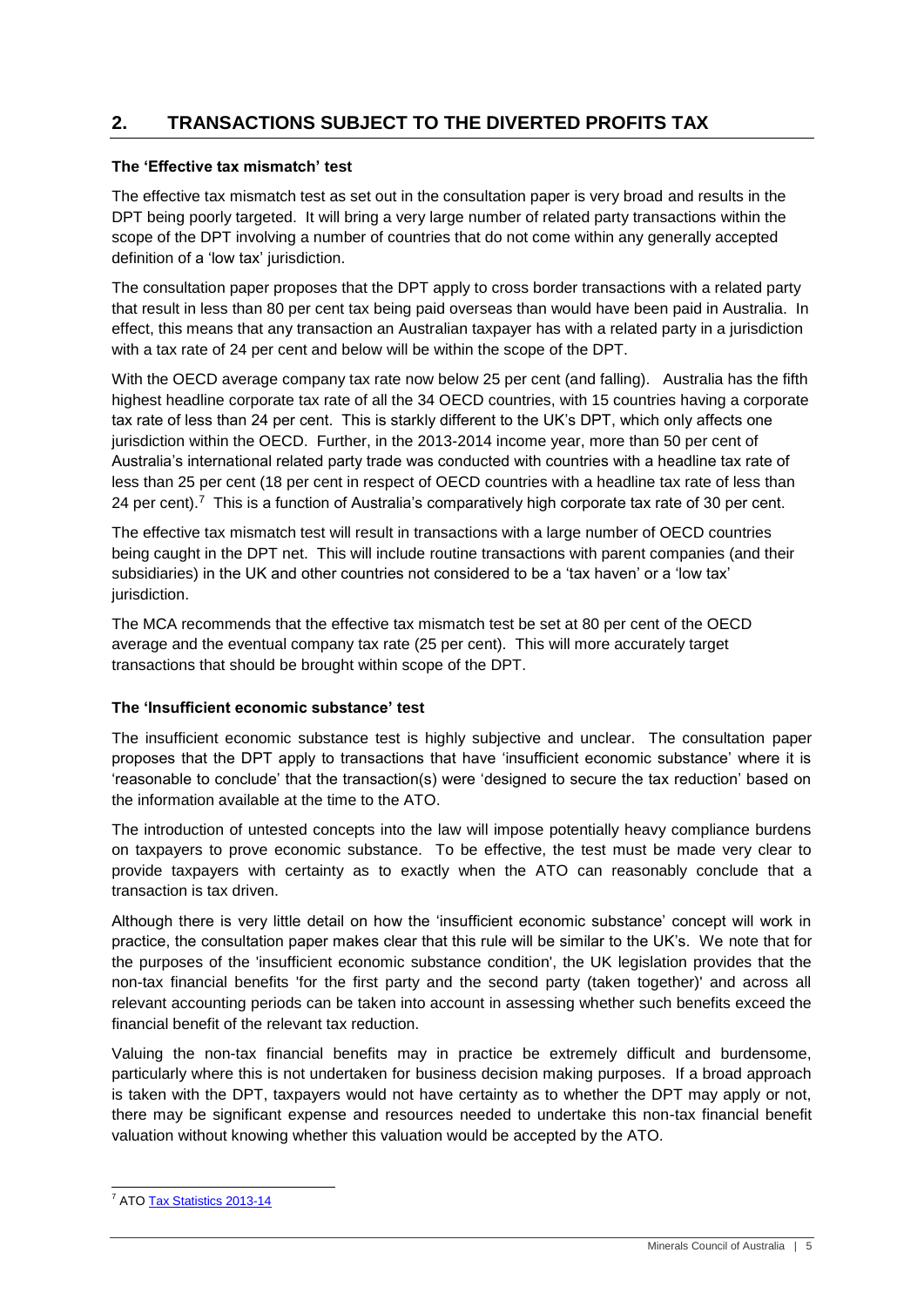## 2. TRANSACTIONS SUBJECT TO THE DIVERTED PROFITS TAX

**The 'Effective tax mismatch' test**

The effective tax mismatch test as set out in the consultation paper is very broad and results in the DPT being poorly targeted. It will bring a very large number of related party transactions within the scope of the DPT involving a number of countries that do not come within any generally accepted definition of a 'low tax' jurisdiction.

The consultation paper proposes that the DPT apply to cross border transactions with a related party that result in less than 80 per cent tax being paid overseas than would have been paid in Australia. In effect, this means that any transaction an Australian taxpayer has with a related party in a jurisdiction with a tax rate of 24 per cent and below will be within the scope of the DPT.

With the OECD average company tax rate now below 25 per cent (and falling). Australia has the fifth highest headline corporate tax rate of all the 34 OECD countries, with 15 countries having a corporate tax rate of less than 24 per cent. This is starkly different to the UK's DPT, which only affects one jurisdiction within the OECD. Further, in the 2013-2014 income year, more than 50 per cent of Australia's international related party trade was conducted with countries with a headline tax rate of less than 25 per cent (18 per cent in respect of OECD countries with a headline tax rate of less than 24 per cent).[7] This is a function of Australia's comparatively high corporate tax rate of 30 per cent.

The effective tax mismatch test will result in transactions with a large number of OECD countries being caught in the DPT net. This will include routine transactions with parent companies (and their subsidiaries) in the UK and other countries not considered to be a 'tax haven' or a 'low tax' jurisdiction.

The MCA recommends that the effective tax mismatch test be set at 80 per cent of the OECD average and the eventual company tax rate (25 per cent). This will more accurately target transactions that should be brought within scope of the DPT.

**The 'Insufficient economic substance' test**

The insufficient economic substance test is highly subjective and unclear. The consultation paper proposes that the DPT apply to transactions that have 'insufficient economic substance' where it is 'reasonable to conclude' that the transaction(s) were 'designed to secure the tax reduction' based on the information available at the time to the ATO.

The introduction of untested concepts into the law will impose potentially heavy compliance burdens on taxpayers to prove economic substance. To be effective, the test must be made very clear to provide taxpayers with certainty as to exactly when the ATO can reasonably conclude that a transaction is tax driven.

Although there is very little detail on how the 'insufficient economic substance' concept will work in practice, the consultation paper makes clear that this rule will be similar to the UK's. We note that for the purposes of the 'insufficient economic substance condition', the UK legislation provides that the non-tax financial benefits 'for the first party and the second party (taken together)' and across all relevant accounting periods can be taken into account in assessing whether such benefits exceed the financial benefit of the relevant tax reduction.

Valuing the non-tax financial benefits may in practice be extremely difficult and burdensome, particularly where this is not undertaken for business decision making purposes. If a broad approach is taken with the DPT, taxpayers would not have certainty as to whether the DPT may apply or not, there may be significant expense and resources needed to undertake this non-tax financial benefit valuation without knowing whether this valuation would be accepted by the ATO.

---

[7] ATO Tax Statistics 2013-14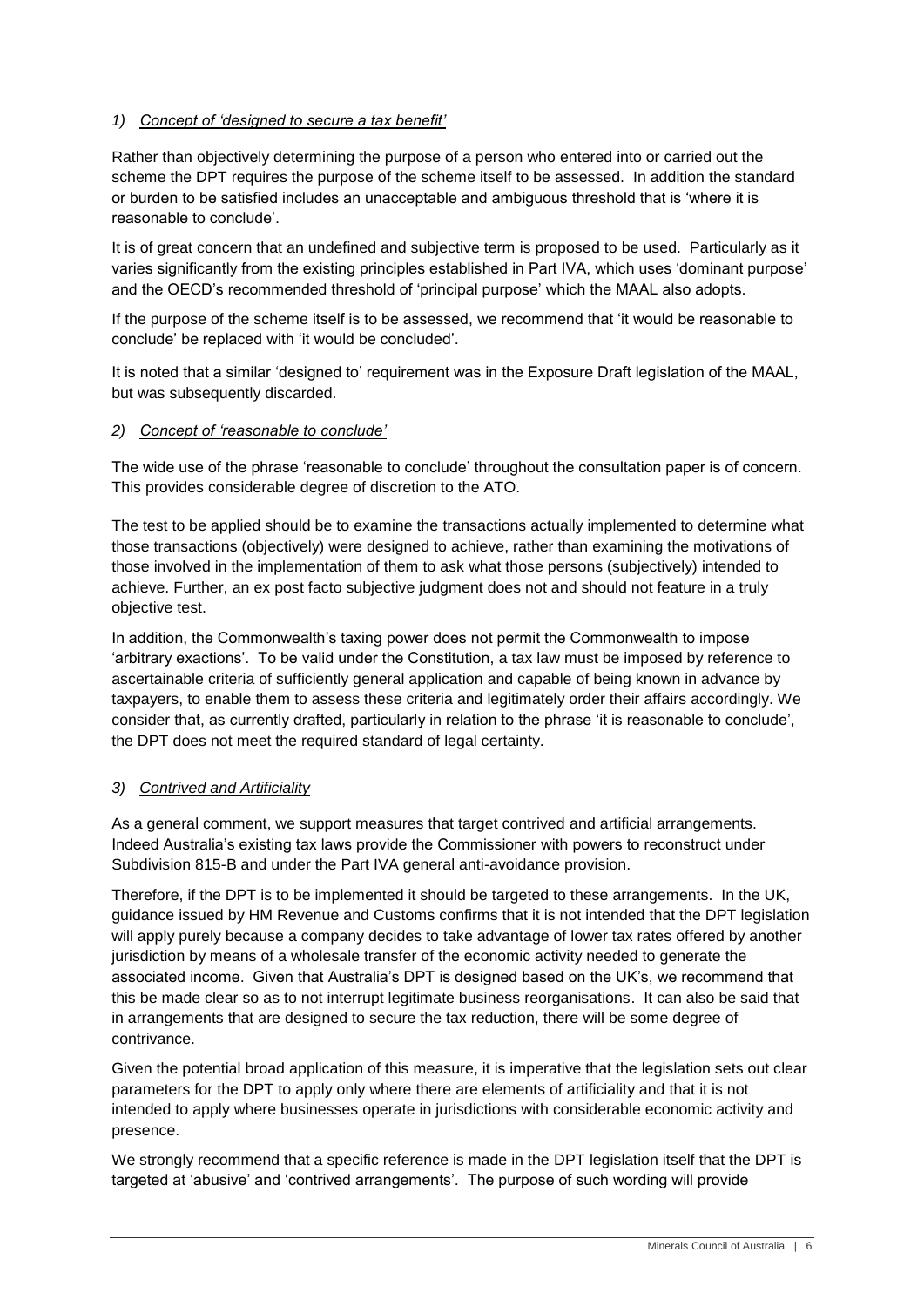### 1) *Concept of 'designed to secure a tax benefit'*

Rather than objectively determining the purpose of a person who entered into or carried out the scheme the DPT requires the purpose of the scheme itself to be assessed. In addition the standard or burden to be satisfied includes an unacceptable and ambiguous threshold that is 'where it is reasonable to conclude'.

It is of great concern that an undefined and subjective term is proposed to be used. Particularly as it varies significantly from the existing principles established in Part IVA, which uses 'dominant purpose' and the OECD's recommended threshold of 'principal purpose' which the MAAL also adopts.

If the purpose of the scheme itself is to be assessed, we recommend that 'it would be reasonable to conclude' be replaced with 'it would be concluded'.

It is noted that a similar 'designed to' requirement was in the Exposure Draft legislation of the MAAL, but was subsequently discarded.

### 2) *Concept of 'reasonable to conclude'*

The wide use of the phrase 'reasonable to conclude' throughout the consultation paper is of concern. This provides considerable degree of discretion to the ATO.

The test to be applied should be to examine the transactions actually implemented to determine what those transactions (objectively) were designed to achieve, rather than examining the motivations of those involved in the implementation of them to ask what those persons (subjectively) intended to achieve. Further, an ex post facto subjective judgment does not and should not feature in a truly objective test.

In addition, the Commonwealth's taxing power does not permit the Commonwealth to impose 'arbitrary exactions'. To be valid under the Constitution, a tax law must be imposed by reference to ascertainable criteria of sufficiently general application and capable of being known in advance by taxpayers, to enable them to assess these criteria and legitimately order their affairs accordingly. We consider that, as currently drafted, particularly in relation to the phrase 'it is reasonable to conclude', the DPT does not meet the required standard of legal certainty.

### 3) *Contrived and Artificiality*

As a general comment, we support measures that target contrived and artificial arrangements. Indeed Australia's existing tax laws provide the Commissioner with powers to reconstruct under Subdivision 815-B and under the Part IVA general anti-avoidance provision.

Therefore, if the DPT is to be implemented it should be targeted to these arrangements. In the UK, guidance issued by HM Revenue and Customs confirms that it is not intended that the DPT legislation will apply purely because a company decides to take advantage of lower tax rates offered by another jurisdiction by means of a wholesale transfer of the economic activity needed to generate the associated income. Given that Australia's DPT is designed based on the UK's, we recommend that this be made clear so as to not interrupt legitimate business reorganisations. It can also be said that in arrangements that are designed to secure the tax reduction, there will be some degree of contrivance.

Given the potential broad application of this measure, it is imperative that the legislation sets out clear parameters for the DPT to apply only where there are elements of artificiality and that it is not intended to apply where businesses operate in jurisdictions with considerable economic activity and presence.

We strongly recommend that a specific reference is made in the DPT legislation itself that the DPT is targeted at 'abusive' and 'contrived arrangements'. The purpose of such wording will provide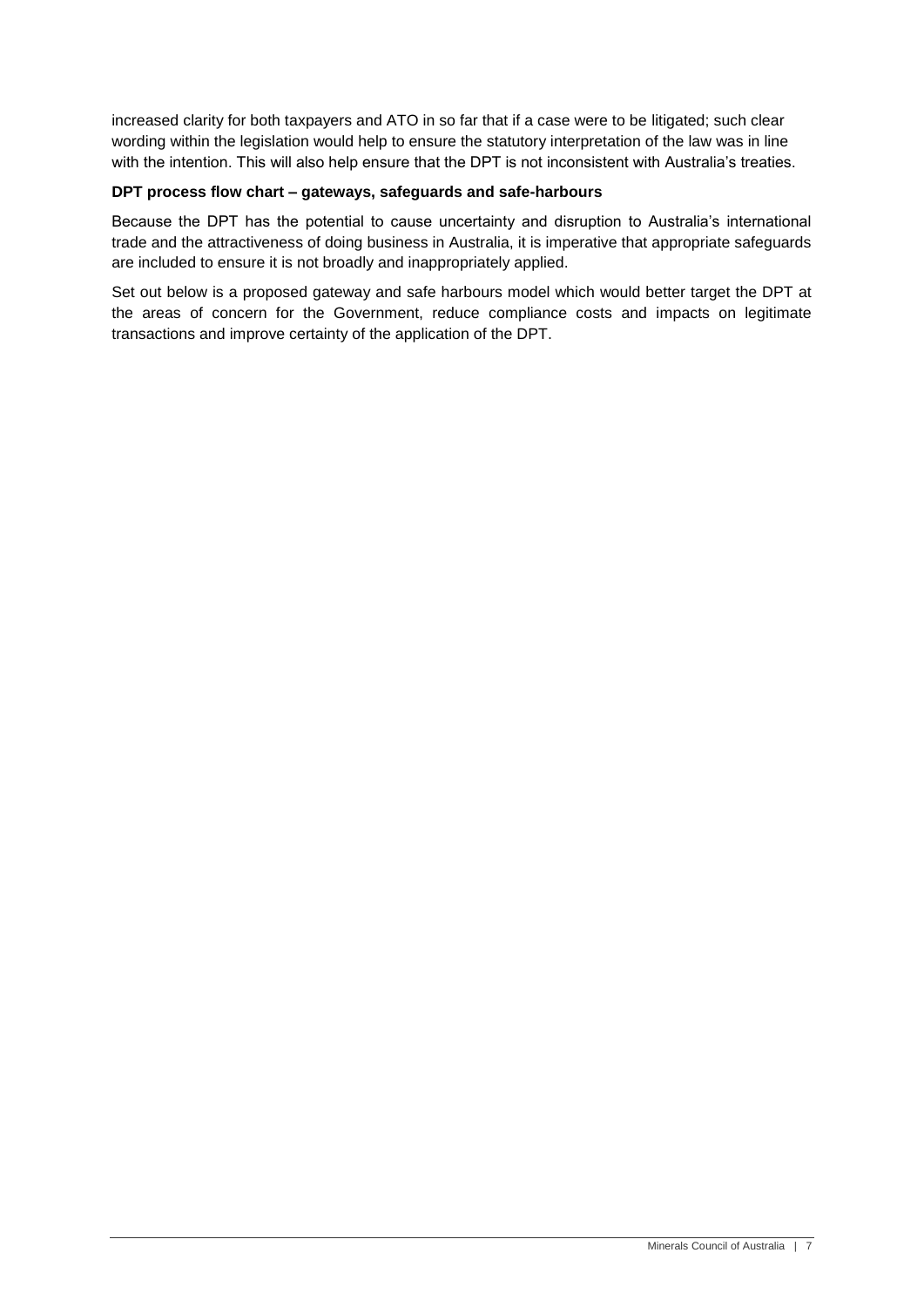increased clarity for both taxpayers and ATO in so far that if a case were to be litigated; such clear wording within the legislation would help to ensure the statutory interpretation of the law was in line with the intention. This will also help ensure that the DPT is not inconsistent with Australia's treaties.

**DPT process flow chart – gateways, safeguards and safe-harbours**

Because the DPT has the potential to cause uncertainty and disruption to Australia's international trade and the attractiveness of doing business in Australia, it is imperative that appropriate safeguards are included to ensure it is not broadly and inappropriately applied.

Set out below is a proposed gateway and safe harbours model which would better target the DPT at the areas of concern for the Government, reduce compliance costs and impacts on legitimate transactions and improve certainty of the application of the DPT.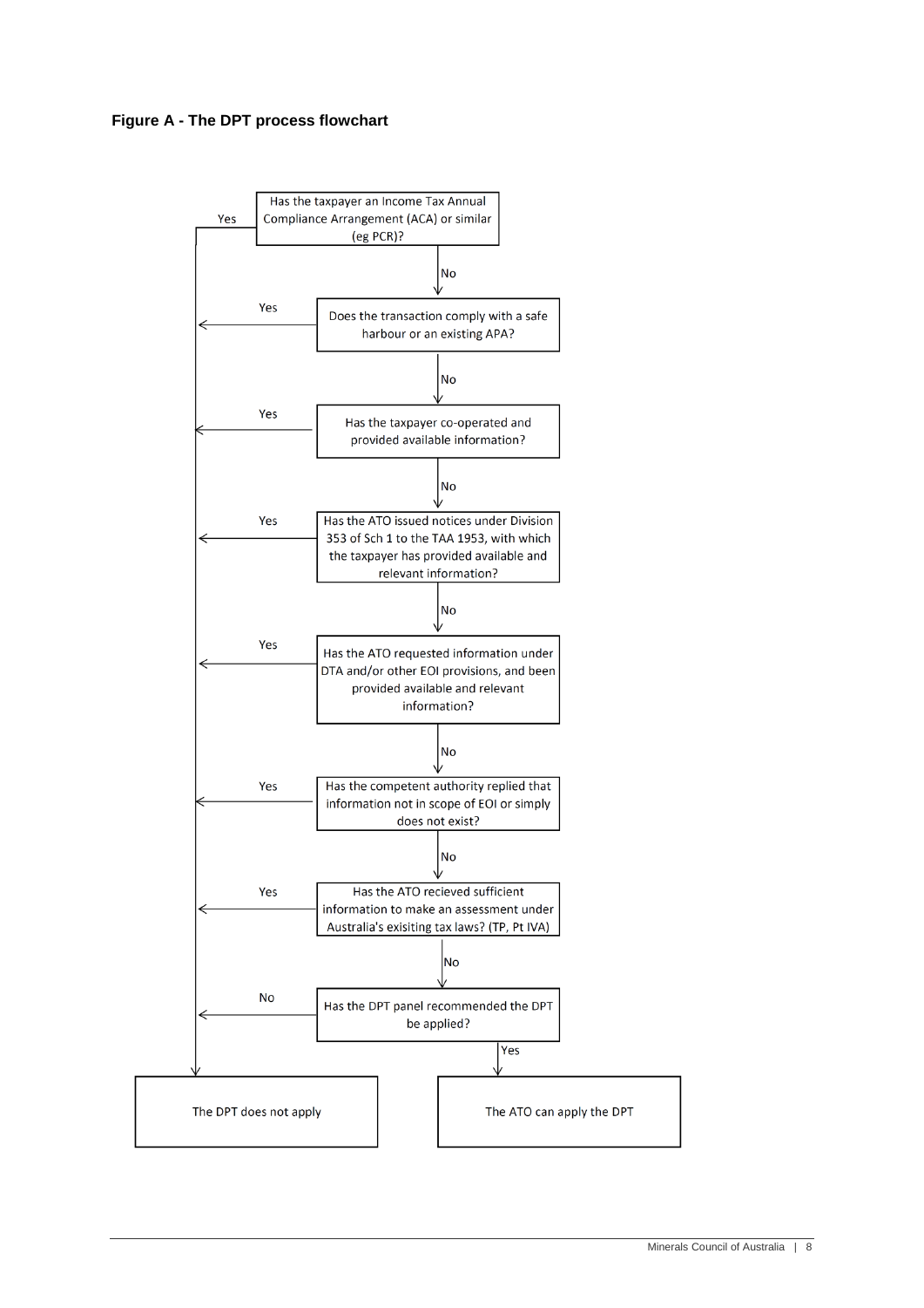**Figure A - The DPT process flowchart**

- Has the taxpayer an Income Tax Annual Compliance Arrangement (ACA) or similar (eg PCR)?
  - Yes → The DPT does not apply
  - No ↓
- Does the transaction comply with a safe harbour or an existing APA?
  - Yes → The DPT does not apply
  - No ↓
- Has the taxpayer co-operated and provided available information?
  - Yes → The DPT does not apply
  - No ↓
- Has the ATO issued notices under Division 353 of Sch 1 to the TAA 1953, with which the taxpayer has provided available and relevant information?
  - Yes → The DPT does not apply
  - No ↓
- Has the ATO requested information under DTA and/or other EOI provisions, and been provided available and relevant information?
  - Yes → The DPT does not apply
  - No ↓
- Has the competent authority replied that information not in scope of EOI or simply does not exist?
  - Yes → The DPT does not apply
  - No ↓
- Has the ATO recieved sufficient information to make an assessment under Australia's exisiting tax laws? (TP, Pt IVA)
  - Yes → The DPT does not apply
  - No ↓
- Has the DPT panel recommended the DPT be applied?
  - No → The DPT does not apply
  - Yes → The ATO can apply the DPT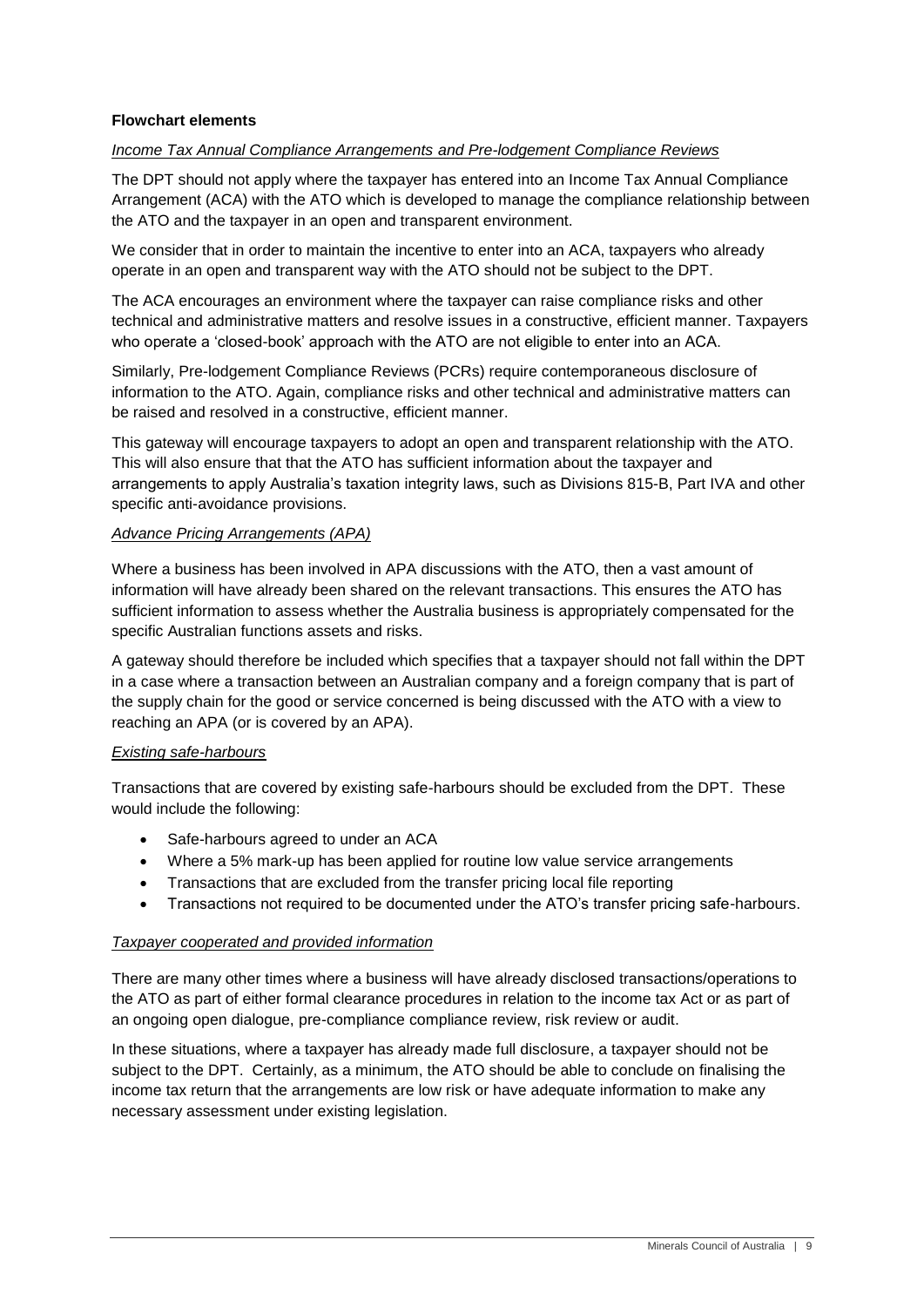**Flowchart elements**

*Income Tax Annual Compliance Arrangements and Pre-lodgement Compliance Reviews*

The DPT should not apply where the taxpayer has entered into an Income Tax Annual Compliance Arrangement (ACA) with the ATO which is developed to manage the compliance relationship between the ATO and the taxpayer in an open and transparent environment.

We consider that in order to maintain the incentive to enter into an ACA, taxpayers who already operate in an open and transparent way with the ATO should not be subject to the DPT.

The ACA encourages an environment where the taxpayer can raise compliance risks and other technical and administrative matters and resolve issues in a constructive, efficient manner. Taxpayers who operate a 'closed-book' approach with the ATO are not eligible to enter into an ACA.

Similarly, Pre-lodgement Compliance Reviews (PCRs) require contemporaneous disclosure of information to the ATO. Again, compliance risks and other technical and administrative matters can be raised and resolved in a constructive, efficient manner.

This gateway will encourage taxpayers to adopt an open and transparent relationship with the ATO. This will also ensure that that the ATO has sufficient information about the taxpayer and arrangements to apply Australia's taxation integrity laws, such as Divisions 815-B, Part IVA and other specific anti-avoidance provisions.

*Advance Pricing Arrangements (APA)*

Where a business has been involved in APA discussions with the ATO, then a vast amount of information will have already been shared on the relevant transactions. This ensures the ATO has sufficient information to assess whether the Australia business is appropriately compensated for the specific Australian functions assets and risks.

A gateway should therefore be included which specifies that a taxpayer should not fall within the DPT in a case where a transaction between an Australian company and a foreign company that is part of the supply chain for the good or service concerned is being discussed with the ATO with a view to reaching an APA (or is covered by an APA).

*Existing safe-harbours*

Transactions that are covered by existing safe-harbours should be excluded from the DPT. These would include the following:

- Safe-harbours agreed to under an ACA
- Where a 5% mark-up has been applied for routine low value service arrangements
- Transactions that are excluded from the transfer pricing local file reporting
- Transactions not required to be documented under the ATO's transfer pricing safe-harbours.

*Taxpayer cooperated and provided information*

There are many other times where a business will have already disclosed transactions/operations to the ATO as part of either formal clearance procedures in relation to the income tax Act or as part of an ongoing open dialogue, pre-compliance compliance review, risk review or audit.

In these situations, where a taxpayer has already made full disclosure, a taxpayer should not be subject to the DPT. Certainly, as a minimum, the ATO should be able to conclude on finalising the income tax return that the arrangements are low risk or have adequate information to make any necessary assessment under existing legislation.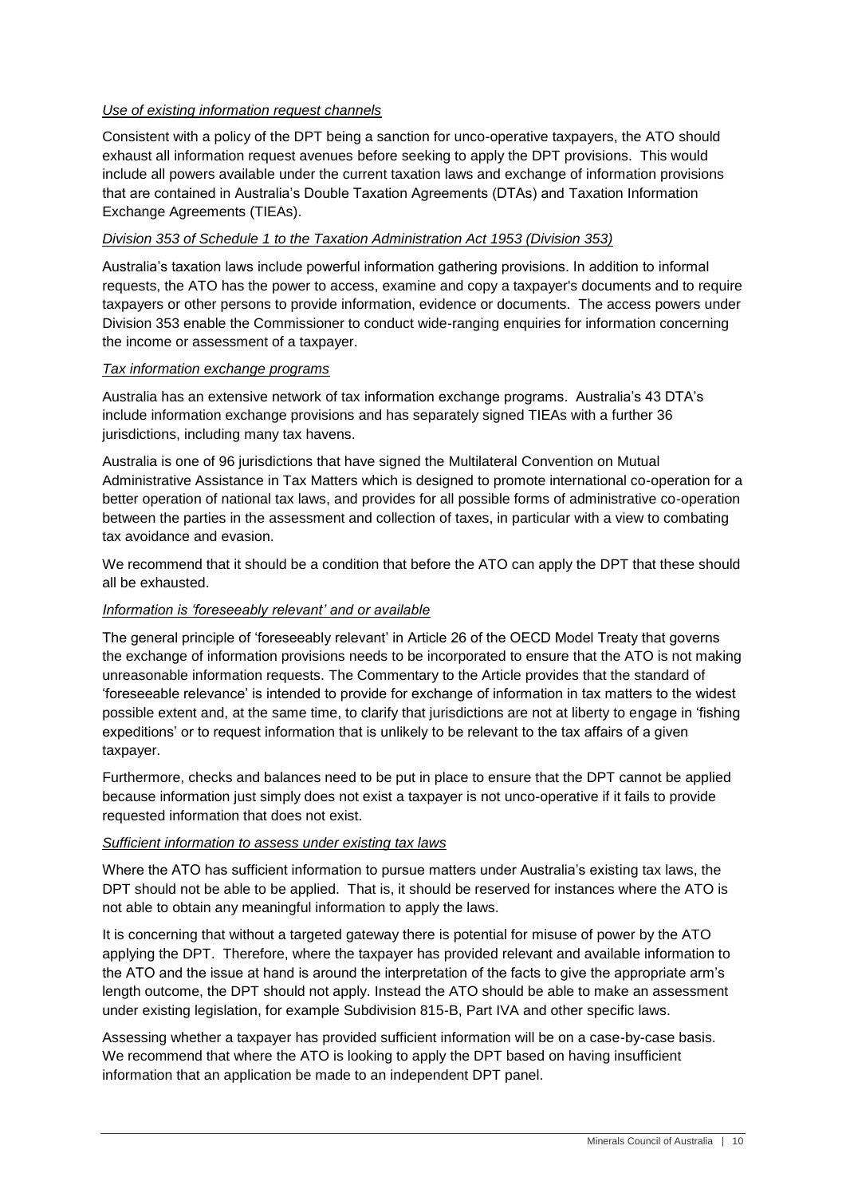*Use of existing information request channels*

Consistent with a policy of the DPT being a sanction for unco-operative taxpayers, the ATO should exhaust all information request avenues before seeking to apply the DPT provisions. This would include all powers available under the current taxation laws and exchange of information provisions that are contained in Australia's Double Taxation Agreements (DTAs) and Taxation Information Exchange Agreements (TIEAs).

*Division 353 of Schedule 1 to the Taxation Administration Act 1953 (Division 353)*

Australia's taxation laws include powerful information gathering provisions. In addition to informal requests, the ATO has the power to access, examine and copy a taxpayer's documents and to require taxpayers or other persons to provide information, evidence or documents. The access powers under Division 353 enable the Commissioner to conduct wide-ranging enquiries for information concerning the income or assessment of a taxpayer.

*Tax information exchange programs*

Australia has an extensive network of tax information exchange programs. Australia's 43 DTA's include information exchange provisions and has separately signed TIEAs with a further 36 jurisdictions, including many tax havens.

Australia is one of 96 jurisdictions that have signed the Multilateral Convention on Mutual Administrative Assistance in Tax Matters which is designed to promote international co-operation for a better operation of national tax laws, and provides for all possible forms of administrative co-operation between the parties in the assessment and collection of taxes, in particular with a view to combating tax avoidance and evasion.

We recommend that it should be a condition that before the ATO can apply the DPT that these should all be exhausted.

*Information is 'foreseeably relevant' and or available*

The general principle of 'foreseeably relevant' in Article 26 of the OECD Model Treaty that governs the exchange of information provisions needs to be incorporated to ensure that the ATO is not making unreasonable information requests. The Commentary to the Article provides that the standard of 'foreseeable relevance' is intended to provide for exchange of information in tax matters to the widest possible extent and, at the same time, to clarify that jurisdictions are not at liberty to engage in 'fishing expeditions' or to request information that is unlikely to be relevant to the tax affairs of a given taxpayer.

Furthermore, checks and balances need to be put in place to ensure that the DPT cannot be applied because information just simply does not exist a taxpayer is not unco-operative if it fails to provide requested information that does not exist.

*Sufficient information to assess under existing tax laws*

Where the ATO has sufficient information to pursue matters under Australia's existing tax laws, the DPT should not be able to be applied. That is, it should be reserved for instances where the ATO is not able to obtain any meaningful information to apply the laws.

It is concerning that without a targeted gateway there is potential for misuse of power by the ATO applying the DPT. Therefore, where the taxpayer has provided relevant and available information to the ATO and the issue at hand is around the interpretation of the facts to give the appropriate arm's length outcome, the DPT should not apply. Instead the ATO should be able to make an assessment under existing legislation, for example Subdivision 815-B, Part IVA and other specific laws.

Assessing whether a taxpayer has provided sufficient information will be on a case-by-case basis. We recommend that where the ATO is looking to apply the DPT based on having insufficient information that an application be made to an independent DPT panel.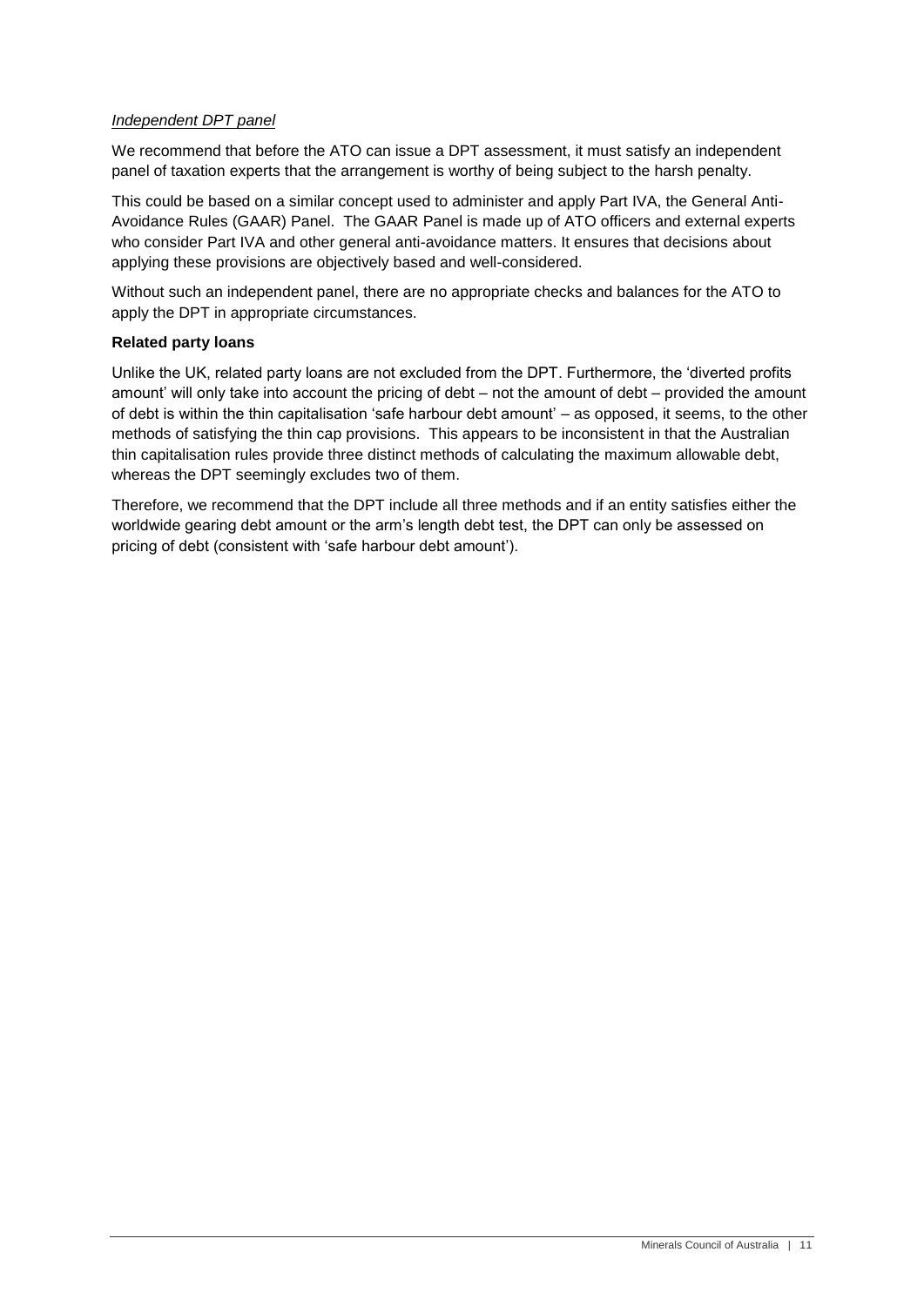*Independent DPT panel*

We recommend that before the ATO can issue a DPT assessment, it must satisfy an independent panel of taxation experts that the arrangement is worthy of being subject to the harsh penalty.

This could be based on a similar concept used to administer and apply Part IVA, the General Anti-Avoidance Rules (GAAR) Panel. The GAAR Panel is made up of ATO officers and external experts who consider Part IVA and other general anti-avoidance matters. It ensures that decisions about applying these provisions are objectively based and well-considered.

Without such an independent panel, there are no appropriate checks and balances for the ATO to apply the DPT in appropriate circumstances.

**Related party loans**

Unlike the UK, related party loans are not excluded from the DPT. Furthermore, the 'diverted profits amount' will only take into account the pricing of debt – not the amount of debt – provided the amount of debt is within the thin capitalisation 'safe harbour debt amount' – as opposed, it seems, to the other methods of satisfying the thin cap provisions. This appears to be inconsistent in that the Australian thin capitalisation rules provide three distinct methods of calculating the maximum allowable debt, whereas the DPT seemingly excludes two of them.

Therefore, we recommend that the DPT include all three methods and if an entity satisfies either the worldwide gearing debt amount or the arm's length debt test, the DPT can only be assessed on pricing of debt (consistent with 'safe harbour debt amount').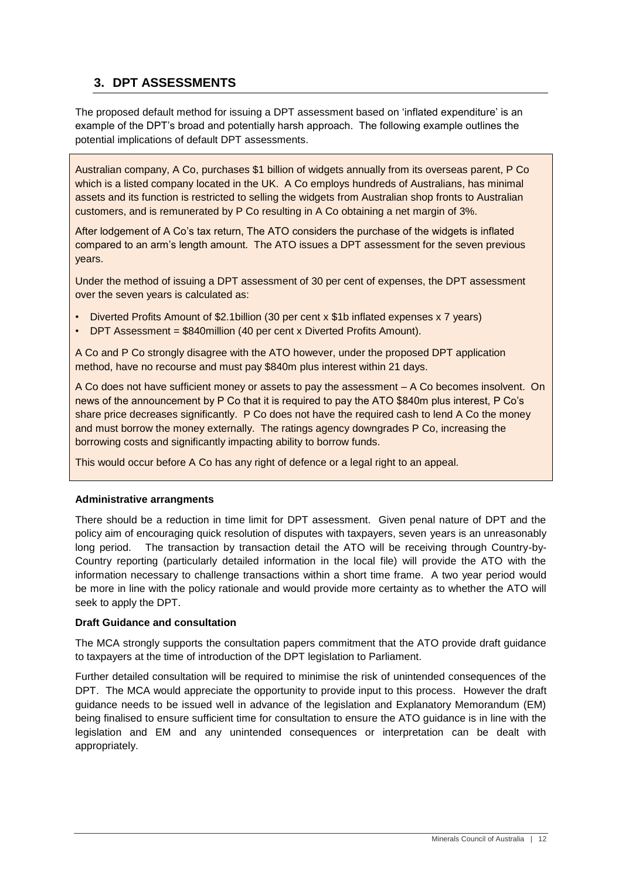## 3. DPT ASSESSMENTS

The proposed default method for issuing a DPT assessment based on 'inflated expenditure' is an example of the DPT's broad and potentially harsh approach. The following example outlines the potential implications of default DPT assessments.

Australian company, A Co, purchases $1 billion of widgets annually from its overseas parent, P Co which is a listed company located in the UK. A Co employs hundreds of Australians, has minimal assets and its function is restricted to selling the widgets from Australian shop fronts to Australian customers, and is remunerated by P Co resulting in A Co obtaining a net margin of 3%.

After lodgement of A Co's tax return, The ATO considers the purchase of the widgets is inflated compared to an arm's length amount. The ATO issues a DPT assessment for the seven previous years.

Under the method of issuing a DPT assessment of 30 per cent of expenses, the DPT assessment over the seven years is calculated as:

- Diverted Profits Amount of $2.1billion (30 per cent x $1b inflated expenses x 7 years)
- DPT Assessment = $840million (40 per cent x Diverted Profits Amount).

A Co and P Co strongly disagree with the ATO however, under the proposed DPT application method, have no recourse and must pay $840m plus interest within 21 days.

A Co does not have sufficient money or assets to pay the assessment – A Co becomes insolvent. On news of the announcement by P Co that it is required to pay the ATO $840m plus interest, P Co's share price decreases significantly. P Co does not have the required cash to lend A Co the money and must borrow the money externally. The ratings agency downgrades P Co, increasing the borrowing costs and significantly impacting ability to borrow funds.

This would occur before A Co has any right of defence or a legal right to an appeal.

**Administrative arrangments**

There should be a reduction in time limit for DPT assessment. Given penal nature of DPT and the policy aim of encouraging quick resolution of disputes with taxpayers, seven years is an unreasonably long period. The transaction by transaction detail the ATO will be receiving through Country-by-Country reporting (particularly detailed information in the local file) will provide the ATO with the information necessary to challenge transactions within a short time frame. A two year period would be more in line with the policy rationale and would provide more certainty as to whether the ATO will seek to apply the DPT.

**Draft Guidance and consultation**

The MCA strongly supports the consultation papers commitment that the ATO provide draft guidance to taxpayers at the time of introduction of the DPT legislation to Parliament.

Further detailed consultation will be required to minimise the risk of unintended consequences of the DPT. The MCA would appreciate the opportunity to provide input to this process. However the draft guidance needs to be issued well in advance of the legislation and Explanatory Memorandum (EM) being finalised to ensure sufficient time for consultation to ensure the ATO guidance is in line with the legislation and EM and any unintended consequences or interpretation can be dealt with appropriately.